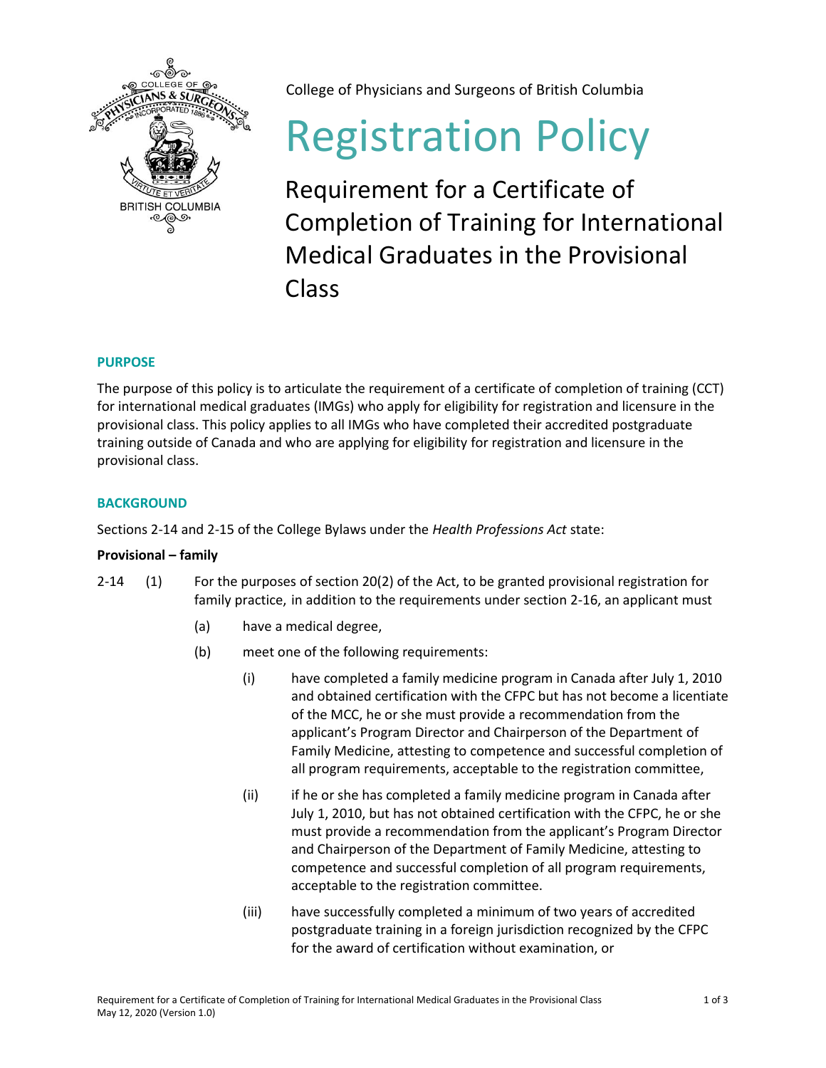College of Physicians and Surgeons of British Columbia

# Registration Policy

## Requirement for a Certificate of Completion of Training for International Medical Graduates in the Provisional Class

### PURPOSE

The purpose of this policy is to articulate the requirement of a certificate of completion of training (CCT) for international medical graduates (IMGs) who apply for eligibility for registration and licensure in the provisional class. This policy applies to all IMGs who have completed their accredited postgraduate training outside of Canada and who are applying for eligibility for registration and licensure in the provisional class.

### BACKGROUND

Sections 2-14 and 2-15 of the College Bylaws under the *Health Professions Act* state:

**Provisional – family**

2-14 (1) For the purposes of section 20(2) of the Act, to be granted provisional registration for family practice, in addition to the requirements under section 2-16, an applicant must

- (a) have a medical degree,
- (b) meet one of the following requirements:
  - (i) have completed a family medicine program in Canada after July 1, 2010 and obtained certification with the CFPC but has not become a licentiate of the MCC, he or she must provide a recommendation from the applicant's Program Director and Chairperson of the Department of Family Medicine, attesting to competence and successful completion of all program requirements, acceptable to the registration committee,
  - (ii) if he or she has completed a family medicine program in Canada after July 1, 2010, but has not obtained certification with the CFPC, he or she must provide a recommendation from the applicant's Program Director and Chairperson of the Department of Family Medicine, attesting to competence and successful completion of all program requirements, acceptable to the registration committee.
  - (iii) have successfully completed a minimum of two years of accredited postgraduate training in a foreign jurisdiction recognized by the CFPC for the award of certification without examination, or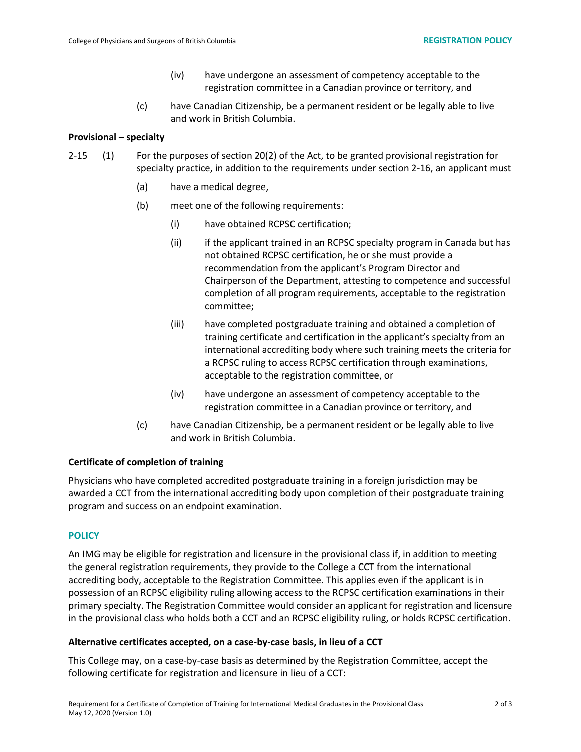(iv) have undergone an assessment of competency acceptable to the registration committee in a Canadian province or territory, and

(c) have Canadian Citizenship, be a permanent resident or be legally able to live and work in British Columbia.

**Provisional – specialty**

2-15 (1) For the purposes of section 20(2) of the Act, to be granted provisional registration for specialty practice, in addition to the requirements under section 2-16, an applicant must

(a) have a medical degree,

(b) meet one of the following requirements:

(i) have obtained RCPSC certification;

(ii) if the applicant trained in an RCPSC specialty program in Canada but has not obtained RCPSC certification, he or she must provide a recommendation from the applicant's Program Director and Chairperson of the Department, attesting to competence and successful completion of all program requirements, acceptable to the registration committee;

(iii) have completed postgraduate training and obtained a completion of training certificate and certification in the applicant's specialty from an international accrediting body where such training meets the criteria for a RCPSC ruling to access RCPSC certification through examinations, acceptable to the registration committee, or

(iv) have undergone an assessment of competency acceptable to the registration committee in a Canadian province or territory, and

(c) have Canadian Citizenship, be a permanent resident or be legally able to live and work in British Columbia.

**Certificate of completion of training**

Physicians who have completed accredited postgraduate training in a foreign jurisdiction may be awarded a CCT from the international accrediting body upon completion of their postgraduate training program and success on an endpoint examination.

## POLICY

An IMG may be eligible for registration and licensure in the provisional class if, in addition to meeting the general registration requirements, they provide to the College a CCT from the international accrediting body, acceptable to the Registration Committee. This applies even if the applicant is in possession of an RCPSC eligibility ruling allowing access to the RCPSC certification examinations in their primary specialty. The Registration Committee would consider an applicant for registration and licensure in the provisional class who holds both a CCT and an RCPSC eligibility ruling, or holds RCPSC certification.

**Alternative certificates accepted, on a case-by-case basis, in lieu of a CCT**

This College may, on a case-by-case basis as determined by the Registration Committee, accept the following certificate for registration and licensure in lieu of a CCT: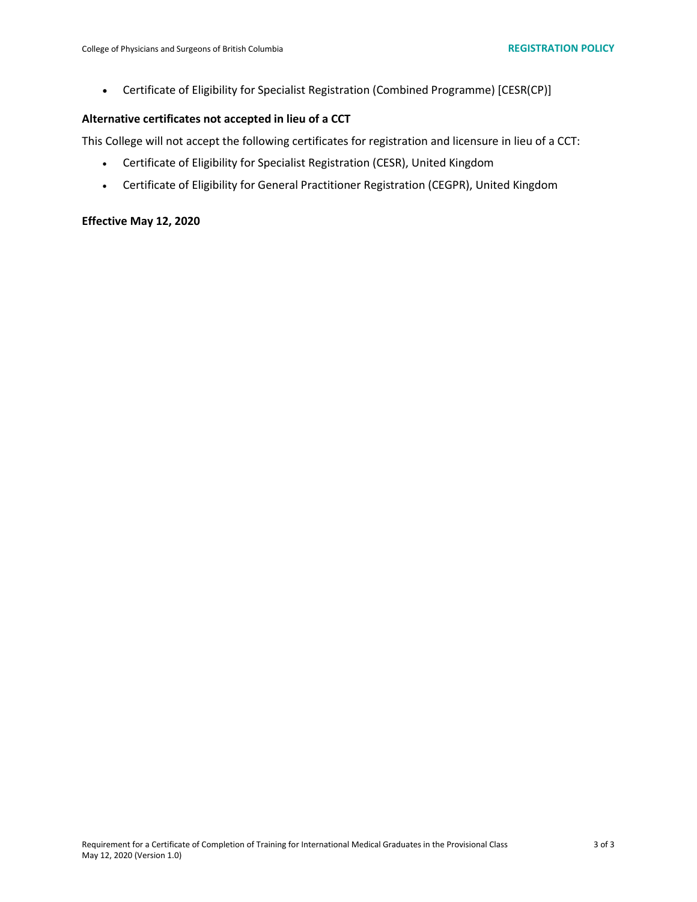- Certificate of Eligibility for Specialist Registration (Combined Programme) [CESR(CP)]

### Alternative certificates not accepted in lieu of a CCT

This College will not accept the following certificates for registration and licensure in lieu of a CCT:

- Certificate of Eligibility for Specialist Registration (CESR), United Kingdom
- Certificate of Eligibility for General Practitioner Registration (CEGPR), United Kingdom

**Effective May 12, 2020**